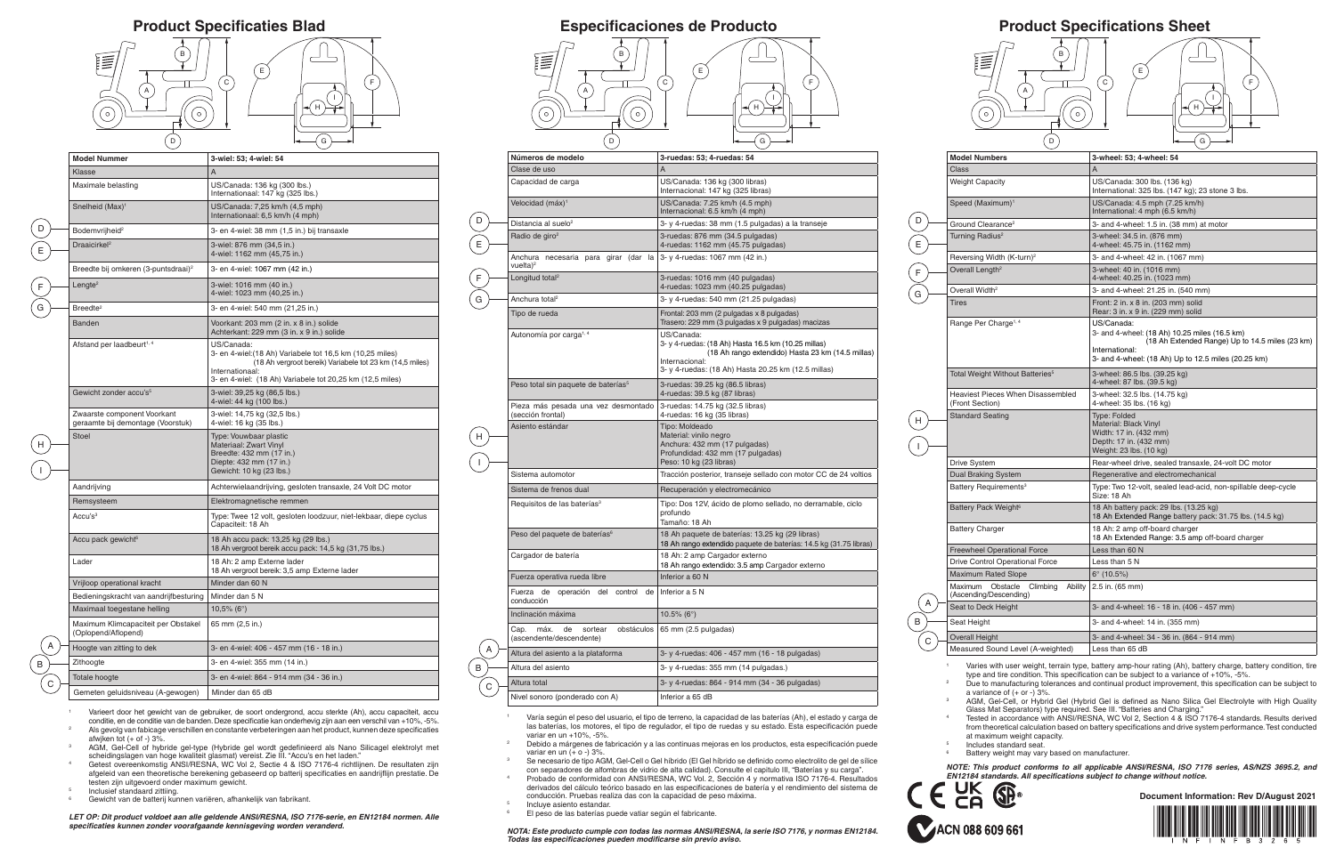# Product Specificaties Blad

| Model Nummer | 3-wiel: 53; 4-wiel: 54 |
|---|---|
| Klasse | A |
| Maximale belasting | US/Canada: 136 kg (300 lbs.)<br>Internationaal: 147 kg (325 lbs.) |
| Snelheid (Max)[1] | US/Canada: 7,25 km/h (4,5 mph)<br>Internationaal: 6,5 km/h (4 mph) |
| Bodemvrijheid[2] | 3- en 4-wiel: 38 mm (1,5 in.) bij transaxle |
| Draaicirkel[2] | 3-wiel: 876 mm (34,5 in.)<br>4-wiel: 1162 mm (45,75 in.) |
| Breedte bij omkeren (3-puntsdraai)[2] | 3- en 4-wiel: 1067 mm (42 in.) |
| Lengte[2] | 3-wiel: 1016 mm (40 in.)<br>4-wiel: 1023 mm (40,25 in.) |
| Breedte[2] | 3- en 4-wiel: 540 mm (21,25 in.) |
| Banden | Voorkant: 203 mm (2 in. x 8 in.) solide<br>Achterkant: 229 mm (3 in. x 9 in.) solide |
| Afstand per laadbeurt[1, 4] | US/Canada:<br>3- en 4-wiel:(18 Ah) Variabele tot 16,5 km (10,25 miles)<br>(18 Ah vergroot bereik) Variabele tot 23 km (14,5 miles)<br>Internationaal:<br>3- en 4-wiel: (18 Ah) Variabele tot 20,25 km (12,5 miles) |
| Gewicht zonder accu's[5] | 3-wiel: 39,25 kg (86,5 lbs.)<br>4-wiel: 44 kg (100 lbs.) |
| Zwaarste component Voorkant geraamte bij demontage (Voorstuk) | 3-wiel: 14,75 kg (32,5 lbs.)<br>4-wiel: 16 kg (35 lbs.) |
| Stoel | Type: Vouwbaar plastic<br>Materiaal: Zwart Vinyl<br>Breedte: 432 mm (17 in.)<br>Diepte: 432 mm (17 in.)<br>Gewicht: 10 kg (23 lbs.) |
| Aandrijving | Achterwielaandrijving, gesloten transaxle, 24 Volt DC motor |
| Remsysteem | Elektromagnetische remmen |
| Accu's[3] | Type: Twee 12 volt, gesloten loodzuur, niet-lekbaar, diepe cyclus<br>Capaciteit: 18 Ah |
| Accu pack gewicht[6] | 18 Ah accu pack: 13,25 kg (29 lbs.)<br>18 Ah vergroot bereik accu pack: 14,5 kg (31,75 lbs.) |
| Lader | 18 Ah: 2 amp Externe lader<br>18 Ah vergroot bereik: 3,5 amp Externe lader |
| Vrijloop operational kracht | Minder dan 60 N |
| Bedieningskracht van aandrijfbesturing | Minder dan 5 N |
| Maximaal toegestane helling | 10,5% (6°) |
| Maximum Klimcapaciteit per Obstakel (Oplopend/Aflopend) | 65 mm (2,5 in.) |
| Hoogte van zitting tot dek | 3- en 4-wiel: 406 - 457 mm (16 - 18 in.) |
| Zithoogte | 3- en 4-wiel: 355 mm (14 in.) |
| Totale hoogte | 3- en 4-wiel: 864 - 914 mm (34 - 36 in.) |
| Gemeten geluidsniveau (A-gewogen) | Minder dan 65 dB |

[1] Varieert door het gewicht van de gebruiker, de soort ondergrond, accu sterkte (Ah), accu capaciteit, accu conditie, en de conditie van de banden. Deze specificatie kan onderhevig zijn aan een verschil van +10%, -5%.
[2] Als gevolg van fabicage verschillen en constante verbeteringen aan het product, kunnen deze specificaties afwijken tot (+ of -) 3%.
[3] AGM, Gel-Cell of hybride gel-type (Hybride gel wordt gedefinieerd als Nano Silicagel elektrolyt met scheidingslagen van hoge kwaliteit glasmat) vereist. Zie III. "Accu's en het laden."
[4] Getest overeenkomstig ANSI/RESNA, WC Vol 2, Sectie 4 & ISO 7176-4 richtlijnen. De resultaten zijn afgeleid van een theoretische berekening gebaseerd op batterij specificaties en aandrijflijn prestatie. De testen zijn uitgevoerd onder maximum gewicht.
[5] Inclusief standaard zittling.
[6] Gewicht van de batterij kunnen variëren, afhankelijk van fabrikant.

***LET OP: Dit product voldoet aan alle geldende ANSI/RESNA, ISO 7176-serie, en EN12184 normen. Alle specificaties kunnen zonder voorafgaande kennisgeving worden veranderd.***

# Especificaciones de Producto

| Números de modelo | 3-ruedas: 53; 4-ruedas: 54 |
|---|---|
| Clase de uso | A |
| Capacidad de carga | US/Canadá: 136 kg (300 libras)<br>Internacional: 147 kg (325 libras) |
| Velocidad (máx)[1] | US/Canadá: 7.25 km/h (4.5 mph)<br>Internacional: 6.5 km/h (4 mph) |
| Distancia al suelo[2] | 3- y 4-ruedas: 38 mm (1.5 pulgadas) a la transeje |
| Radio de giro[2] | 3-ruedas: 876 mm (34.5 pulgadas)<br>4-ruedas: 1162 mm (45.75 pulgadas) |
| Anchura necesaria para girar (dar la vuelta)[2] | 3- y 4-ruedas: 1067 mm (42 in.) |
| Longitud total[2] | 3-ruedas: 1016 mm (40 pulgadas)<br>4-ruedas: 1023 mm (40.25 pulgadas) |
| Anchura total[2] | 3- y 4-ruedas: 540 mm (21.25 pulgadas) |
| Tipo de rueda | Frontal: 203 mm (2 pulgadas x 8 pulgadas)<br>Trasero: 229 mm (3 pulgadas x 9 pulgadas) macizas |
| Autonomía por carga[1, 4] | US/Canadá:<br>3- y 4-ruedas: (18 Ah) Hasta 16.5 km (10.25 millas)<br>(18 Ah rango extendido) Hasta 23 km (14.5 millas)<br>Internacional:<br>3- y 4-ruedas: (18 Ah) Hasta 20.25 km (12.5 millas) |
| Peso total sin paquete de baterías[5] | 3-ruedas: 39.25 kg (86.5 libras)<br>4-ruedas: 39.5 kg (87 libras) |
| Pieza más pesada una vez desmontado (sección frontal) | 3-ruedas: 14.75 kg (32.5 libras)<br>4-ruedas: 16 kg (35 libras) |
| Asiento estándar | Tipo: Moldeado<br>Material: vinilo negro<br>Anchura: 432 mm (17 pulgadas)<br>Profundidad: 432 mm (17 pulgadas)<br>Peso: 10 kg (23 libras) |
| Sistema automotor | Tracción posterior, transeje sellado con motor CC de 24 voltios |
| Sistema de frenos dual | Recuperación y electromecánico |
| Requisitos de las baterías[3] | Tipo: Dos 12V, ácido de plomo sellado, no derramable, ciclo profundo<br>Tamaño: 18 Ah |
| Peso del paquete de baterías[6] | 18 Ah paquete de baterías: 13.25 kg (29 libras)<br>18 Ah rango extendido paquete de baterías: 14.5 kg (31.75 libras) |
| Cargador de batería | 18 Ah: 2 amp Cargador externo<br>18 Ah rango extendido: 3.5 amp Cargador externo |
| Fuerza operativa rueda libre | Inferior a 60 N |
| Fuerza de operación del control de conducción | Inferior a 5 N |
| Inclinación máxima | 10.5% (6°) |
| Cap. máx. de sortear obstáculos (ascendente/descendente) | 65 mm (2.5 pulgadas) |
| Altura del asiento a la plataforma | 3- y 4-ruedas: 406 - 457 mm (16 - 18 pulgadas) |
| Altura del asiento | 3- y 4-ruedas: 355 mm (14 pulgadas.) |
| Altura total | 3- y 4-ruedas: 864 - 914 mm (34 - 36 pulgadas) |
| Nivel sonoro (ponderado con A) | Inferior a 65 dB |

[1] Varía según el peso del usuario, el tipo de terreno, la capacidad de las baterías (Ah), el estado y carga de las baterías, los motores, el tipo de regulador, el tipo de ruedas y su estado. Esta especificación puede variar en un +10%, -5%.
[2] Debido a márgenes de fabricación y a las continuas mejoras en los productos, esta especificación puede variar en un (+ o -) 3%.
[3] Se necesario de tipo AGM, Gel-Cell o Gel híbrido (El Gel híbrido se definido como electrolito de gel de sílice con separadores de alfombras de vidrio de alta calidad). Consulte el capítulo III, "Baterías y su carga".
[4] Probado de conformidad con ANSI/RESNA, WC Vol. 2, Sección 4 y normativa ISO 7176-4. Resultados derivados del cálculo teórico basado en las especificaciones de batería y el rendimiento del sistema de conducción. Pruebas realiza das con la capacidad de peso máxima.
[5] Incluye asiento estandar.
[6] El peso de las baterías puede vatiar según el fabricante.

***NOTA: Este producto cumple con todas las normas ANSI/RESNA, la serie ISO 7176, y normas EN12184. Todas las especificaciones pueden modificarse sin previo aviso.***

# Product Specifications Sheet

| Model Numbers | 3-wheel: 53; 4-wheel: 54 |
|---|---|
| Class | A |
| Weight Capacity | US/Canada: 300 lbs. (136 kg)<br>International: 325 lbs. (147 kg); 23 stone 3 lbs. |
| Speed (Maximum)[1] | US/Canada: 4.5 mph (7.25 km/h)<br>International: 4 mph (6.5 km/h) |
| Ground Clearance[2] | 3- and 4-wheel: 1.5 in. (38 mm) at motor |
| Turning Radius[2] | 3-wheel: 34.5 in. (876 mm)<br>4-wheel: 45.75 in. (1162 mm) |
| Reversing Width (K-turn)[2] | 3- and 4-wheel: 42 in. (1067 mm) |
| Overall Length[2] | 3-wheel: 40 in. (1016 mm)<br>4-wheel: 40.25 in. (1023 mm) |
| Overall Width[2] | 3- and 4-wheel: 21.25 in. (540 mm) |
| Tires | Front: 2 in. x 8 in. (203 mm) solid<br>Rear: 3 in. x 9 in. (229 mm) solid |
| Range Per Charge[1, 4] | US/Canada:<br>3- and 4-wheel: (18 Ah) 10.25 miles (16.5 km)<br>(18 Ah Extended Range) Up to 14.5 miles (23 km)<br>International:<br>3- and 4-wheel: (18 Ah) Up to 12.5 miles (20.25 km) |
| Total Weight Without Batteries[5] | 3-wheel: 86.5 lbs. (39.25 kg)<br>4-wheel: 87 lbs. (39.5 kg) |
| Heaviest Pieces When Disassembled (Front Section) | 3-wheel: 32.5 lbs. (14.75 kg)<br>4-wheel: 35 lbs. (16 kg) |
| Standard Seating | Type: Folded<br>Material: Black Vinyl<br>Width: 17 in. (432 mm)<br>Depth: 17 in. (432 mm)<br>Weight: 23 lbs. (10 kg) |
| Drive System | Rear-wheel drive, sealed transaxle, 24-volt DC motor |
| Dual Braking System | Regenerative and electromechanical |
| Battery Requirements[3] | Type: Two 12-volt, sealed lead-acid, non-spillable deep-cycle<br>Size: 18 Ah |
| Battery Pack Weight[6] | 18 Ah battery pack: 29 lbs. (13.25 kg)<br>18 Ah Extended Range battery pack: 31.75 lbs. (14.5 kg) |
| Battery Charger | 18 Ah: 2 amp off-board charger<br>18 Ah Extended Range: 3.5 amp off-board charger |
| Freewheel Operational Force | Less than 60 N |
| Drive Control Operational Force | Less than 5 N |
| Maximum Rated Slope | 6° (10.5%) |
| Maximum Obstacle Climbing Ability (Ascending/Descending) | 2.5 in. (65 mm) |
| Seat to Deck Height | 3- and 4-wheel: 16 - 18 in. (406 - 457 mm) |
| Seat Height | 3- and 4-wheel: 14 in. (355 mm) |
| Overall Height | 3- and 4-wheel: 34 - 36 in. (864 - 914 mm) |
| Measured Sound Level (A-weighted) | Less than 65 dB |

[1] Varies with user weight, terrain type, battery amp-hour rating (Ah), battery charge, battery condition, tire type and tire condition. This specification can be subject to a variance of +10%, -5%.
[2] Due to manufacturing tolerances and continual product improvement, this specification can be subject to a variance of (+ or -) 3%.
[3] AGM, Gel-Cell, or Hybrid Gel (Hybrid Gel is defined as Nano Silica Gel Electrolyte with High Quality Glass Mat Separators) type required. See III. "Batteries and Charging."
[4] Tested in accordance with ANSI/RESNA, WC Vol 2, Section 4 & ISO 7176-4 standards. Results derived from theoretical calculation based on battery specifications and drive system performance. Test conducted at maximum weight capacity.
[5] Includes standard seat.
[6] Battery weight may vary based on manufacturer.

***NOTE: This product conforms to all applicable ANSI/RESNA, ISO 7176 series, AS/NZS 3695.2, and EN12184 standards. All specifications subject to change without notice.***

ACN 088 609 661

**Document Information: Rev D/August 2021**

INFINFB3265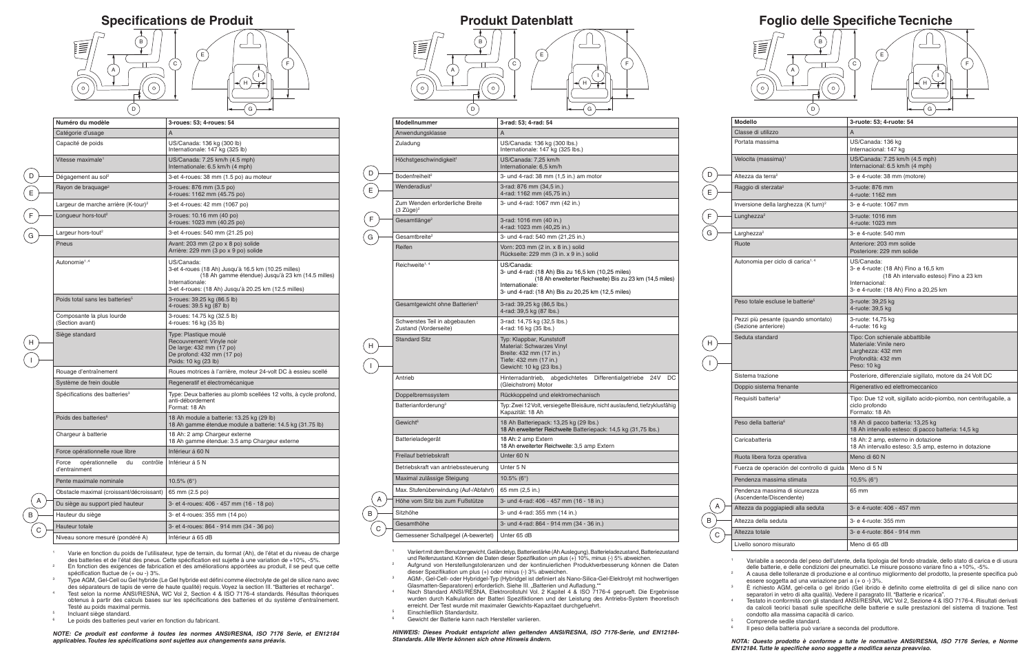# Specifications de Produit

| Numéro du modèle | 3-roues: 53; 4-roues: 54 |
|---|---|
| Catégorie d'usage | A |
| Capacité de poids | US/Canada: 136 kg (300 lb) Internationale: 147 kg (325 lb) |
| Vitesse maximale[1] | US/Canada: 7.25 km/h (4.5 mph) Internationale: 6.5 km/h (4 mph) |
| Dégagement au sol[2] | 3-et 4-roues: 38 mm (1.5 po) au moteur |
| Rayon de braquage[2] | 3-roues: 876 mm (3.5 po) 4-roues: 1162 mm (45.75 po) |
| Largeur de marche arrière (K-tour)[2] | 3-et 4-roues: 42 mm (1067 po) |
| Longueur hors-tout[2] | 3-roues: 10.16 mm (40 po) 4-roues: 1023 mm (40.25 po) |
| Largeur hors-tout[2] | 3-et 4-roues: 540 mm (21.25 po) |
| Pneus | Avant: 203 mm (2 po x 8 po) solide Arrière: 229 mm (3 po x 9 po) solide |
| Autonomie[1, 4] | US/Canada: 3-et 4-roues (18 Ah) Jusqu'à 16.5 km (10.25 milles) (18 Ah gamme étendue) Jusqu'à 23 km (14.5 milles) Internationale: 3-et 4-roues: (18 Ah) Jusqu'à 20.25 km (12.5 milles) |
| Poids total sans les batteries[5] | 3-roues: 39.25 kg (86.5 lb) 4-roues: 39.5 kg (87 lb) |
| Composante la plus lourde (Section avant) | 3-roues: 14.75 kg (32.5 lb) 4-roues: 16 kg (35 lb) |
| Siège standard | Type: Plastique moulé Recouvrement: Vinyle noir De large: 432 mm (17 po) De profond: 432 mm (17 po) Poids: 10 kg (23 lb) |
| Rouage d'entraînement | Roues motrices à l'arrière, moteur 24-volt DC à essieu scellé |
| Système de frein double | Regeneratif et électromécanique |
| Spécifications des batteries[3] | Type: Deux batteries au plomb scellées 12 volts, à cycle profond, anti-débordement Format: 18 Ah |
| Poids des batteries[6] | 18 Ah module a batterie: 13.25 kg (29 lb) 18 Ah gamme étendue module a batterie: 14.5 kg (31.75 lb) |
| Chargeur à batterie | 18 Ah: 2 amp Chargeur externe 18 Ah gamme étendue: 3.5 amp Chargeur externe |
| Force opérationnelle roue libre | Inférieur á 60 N |
| Force opérationnelle du contrôle d'entrainment | Inférieur á 5 N |
| Pente maximale nominale | 10.5% (6°) |
| Obstacle maximal (croissant/décroissant) | 65 mm (2.5 po) |
| Du siège au support pied hauteur | 3- et 4-roues: 406 - 457 mm (16 - 18 po) |
| Hauteur du siège | 3- et 4-roues: 355 mm (14 po) |
| Hauteur totale | 3- et 4-roues: 864 - 914 mm (34 - 36 po) |
| Niveau sonore mesuré (pondéré A) | Inférieur à 65 dB |

[1] Varie en fonction du poids de l'utilisateur, type de terrain, du format (Ah), de l'état et du niveau de charge des batteries et de l'état des pneus. Cette spécification est sujette à une variation de +10%, -5%.
[2] En fonction des exigences de fabrication et des améliorations apportées au produit, il se peut que cette spécification fluctue de (+ ou -) 3%.
[3] Type AGM, Gel-Cell ou Gel hybride (Le Gel hybride est défini comme électrolyte de gel de silice nano avec des séparateurs de tapis de verre de haute qualité) requis. Voyez la section III. "Batteries et recharge".
[4] Test selon la norme ANSI/RESNA, WC Vol 2, Section 4 & ISO 7176-4 standards. Résultas théoriques obtenus à partir des calculs bases sur les spécifications des batteries et du système d'entraînement. Testé au poids maximal permis.
[5] Incluant siège standard.
[6] Le poids des batteries peut varier en fonction du fabricant.

***NOTE: Ce produit est conforme à toutes les normes ANSI/RESNA, ISO 7176 Serie, et EN12184 applicables. Toutes les spécifications sont sujettes aux changements sans préavis.***

# Produkt Datenblatt

| Modellnummer | 3-rad: 53; 4-rad: 54 |
|---|---|
| Anwendungsklasse | A |
| Zuladung | US/Canada: 136 kg (300 lbs.) Internationale: 147 kg (325 lbs.) |
| Höchstgeschwindigkeit[1] | US/Canada: 7,25 km/h Internationale: 6,5 km/h |
| Bodenfreiheit[2] | 3- und 4-rad: 38 mm (1,5 in.) am motor |
| Wenderadius[2] | 3-rad: 876 mm (34,5 in.) 4-rad: 1162 mm (45,75 in.) |
| Zum Wenden erforderliche Breite (3 Züge)[2] | 3- und 4-rad: 1067 mm (42 in.) |
| Gesamtlänge[2] | 3-rad: 1016 mm (40 in.) 4-rad: 1023 mm (40,25 in.) |
| Gesamtbreite[2] | 3- und 4-rad: 540 mm (21,25 in.) |
| Reifen | Vorn: 203 mm (2 in. x 8 in.) solid Rückseite: 229 mm (3 in. x 9 in.) solid |
| Reichweite[1, 4] | US/Canada: 3- und 4-rad: (18 Ah) Bis zu 16,5 km (10,25 miles) (18 Ah erweiterter Reichweite) Bis zu 23 km (14,5 miles) Internationale: 3- und 4-rad: (18 Ah) Bis zu 20,25 km (12,5 miles) |
| Gesamtgewicht ohne Batterien[5] | 3-rad: 39,25 kg (86,5 lbs.) 4-rad: 39,5 kg (87 lbs.) |
| Schwerstes Teil in abgebauten Zustand (Vorderseite) | 3-rad: 14,75 kg (32,5 lbs.) 4-rad: 16 kg (35 lbs.) |
| Standard Sitz | Typ: Klappbar, Kunststoff Material: Schwarzes Vinyl Breite: 432 mm (17 in.) Tiefe: 432 mm (17 in.) Gewicht: 10 kg (23 lbs.) |
| Antrieb | Hinterradantrieb, abgedichtetes Differentialgetriebe 24V DC (Gleichstrom) Motor |
| Doppelbremssystem | Rückkoppelnd und elektromechanisch |
| Batterianforderung[3] | Typ: Zwei 12 Volt, versiegelte Bleisäure, nicht auslaufend, tiefzyklusfähig Kapazität: 18 Ah |
| Gewicht[6] | 18 Ah Batteriepack: 13,25 kg (29 lbs.) 18 Ah erweiterter Reichweite Batteriepack: 14,5 kg (31,75 lbs.) |
| Batterieladegerät | 18 Ah: 2 amp Extern 18 Ah erweiterter Reichweite: 3,5 amp Extern |
| Freilauf betriebskraft | Unter 60 N |
| Betriebskraft van antriebssteuerung | Unter 5 N |
| Maximal zulässige Steigung | 10.5% (6°) |
| Max. Stufenüberwindung (Auf-/Abfahrt) | 65 mm (2,5 in.) |
| Höhe vom Sitz bis zum Fußstütze | 3- und 4-rad: 406 - 457 mm (16 - 18 in.) |
| Sitzhöhe | 3- und 4-rad: 355 mm (14 in.) |
| Gesamthöhe | 3- und 4-rad: 864 - 914 mm (34 - 36 in.) |
| Gemessener Schallpegel (A-bewertet) | Unter 65 dB |

[1] Variiert mit dem Benutzergewicht, Geländetyp, Batteriestärke (Ah Auslegung), Batterieladezustand, Batteriezustand und Reifenzustand. Können die Daten dieser Spezifikation um plus (+) 10%, minus (-) 5% abweichen.
[2] Aufgrund von Herstellungstoleranzen und der kontinuierlichen Produktverbesserung können die Daten dieser Spezifikation um plus (+) oder minus (-) 3% abweichen.
[3] AGM-, Gel-Cell- oder Hybridgel-Typ (Hybridgel ist definiert als Nano-Silica-Gel-Elektrolyt mit hochwertigen Glasmatten-Separatoren) erforderlich. Siehe III. „Batterien und Aufladung.""
[4] Nach Standard ANSI/RESNA, Elektrorollstuhl Vol. 2 Kapitel 4 & ISO 7176-4 geprueft. Die Ergebnisse wurden durch Kalkulation der Batteri Spezifiktionen und der Leistung des Antriebs-System theoretisch erreicht. Der Test wurde mit maximaler Gewichts-Kapazitaet durchgefuehrt.
[5] Einschließlich Standardsitz.
[6] Gewicht der Batterie kann nach Hersteller variieren.

***HINWEIS: Dieses Produkt entspricht allen geltenden ANSI/RESNA, ISO 7176-Serie, und EN12184-Standards. Alle Werte können sich ohne Hinweis ändern.***

# Foglio delle Specifiche Tecniche

| Modello | 3-ruote: 53; 4-ruote: 54 |
|---|---|
| Classe di utilizzo | A |
| Portata massima | US/Canada: 136 kg Internacional: 147 kg |
| Velocita (massima)[1] | US/Canada: 7.25 km/h (4.5 mph) Internacional: 6.5 km/h (4 mph) |
| Altezza da terra[2] | 3- e 4-ruote: 38 mm (motore) |
| Raggio di sterzata[2] | 3-ruote: 876 mm 4-ruote: 1162 mm |
| Inversione della larghezza (K turn)[2] | 3- e 4-ruote: 1067 mm |
| Lunghezza[2] | 3-ruote: 1016 mm 4-ruote: 1023 mm |
| Larghezza[2] | 3- e 4-ruote: 540 mm |
| Ruote | Anteriore: 203 mm solide Posteriore: 229 mm solide |
| Autonomia per ciclo di carica[1, 4] | US/Canada: 3- e 4-ruote: (18 Ah) Fino a 16,5 km (18 Ah intervallo esteso) Fino a 23 km Internacional: 3- e 4-ruote: (18 Ah) Fino a 20,25 km |
| Peso totale escluse le batterie[5] | 3-ruote: 39,25 kg 4-ruote: 39,5 kg |
| Pezzi più pesante (quando smontato) (Sezione anteriore) | 3-ruote: 14,75 kg 4-ruote: 16 kg |
| Seduta standard | Tipo: Con schienale abbattibile Materiale: Vinile nero Larghezza: 432 mm Profondità: 432 mm Peso: 10 kg |
| Sistema trazione | Posteriore, differenziale sigillato, motore da 24 Volt DC |
| Doppio sistema frenante | Rigenerativo ed elettromeccanico |
| Requisiti batteria[3] | Tipo: Due 12 volt, sigillato acido-piombo, non centrifugabile, a ciclo profondo Formato: 18 Ah |
| Peso della batteria[6] | 18 Ah di pacco batteria: 13,25 kg 18 Ah intervallo esteso: di pacco batteria: 14,5 kg |
| Caricabatteria | 18 Ah: 2 amp, esterno in dotazione 18 Ah intervallo esteso: 3,5 amp, esterno in dotazione |
| Ruota libera forza operativa | Meno di 60 N |
| Fuerza de operación del controllo di guida | Meno di 5 N |
| Pendenza massima stimata | 10,5% (6°) |
| Pendenza massima di sicurezza (Ascendente/Discendente) | 65 mm |
| Altezza da poggiapiedi alla seduta | 3- e 4-ruote: 406 - 457 mm |
| Altezza della seduta | 3- e 4-ruote: 355 mm |
| Altezza totale | 3- e 4-ruote: 864 - 914 mm |
| Livello sonoro misurato | Meno di 65 dB |

[1] Variabile a seconda del peso dell'utente, della tipologia del fondo stradale, dello stato di carica e di usura delle batterie, e delle condizioni dei pneumatici. Le misure possono variare fino a +10%, -5%.
[2] A causa delle tolleranze di produzione e al continuo miglioramento del prodotto, la presente specifica può essere soggetta ad una variazione pari a (+ o -) 3%.
[3] È richiesto AGM, gel-cella o gel ibrido (Gel ibrido è definito come elettrolita di gel di silice nano con separatori in vetro di alta qualità). Vedere il paragrafo III. "Batterie e ricarica".
[4] Testato in conformità con gli standard ANSI/RESNA, WC Vol 2, Sezione 4 & ISO 7176-4. Risultati derivati da calcoli teorici basati sulle specifiche delle batterie e sulle prestazioni del sistema di trazione. Test condotto alla massima capacità di carico.
[5] Comprende sedile standard.
[6] Il peso della batteria può variare a seconda del produttore.

***NOTA: Questo prodotto è conforme a tutte le normative ANSI/RESNA, ISO 7176 Series, e Norme EN12184. Tutte le specifiche sono soggette a modifica senza preavviso.***